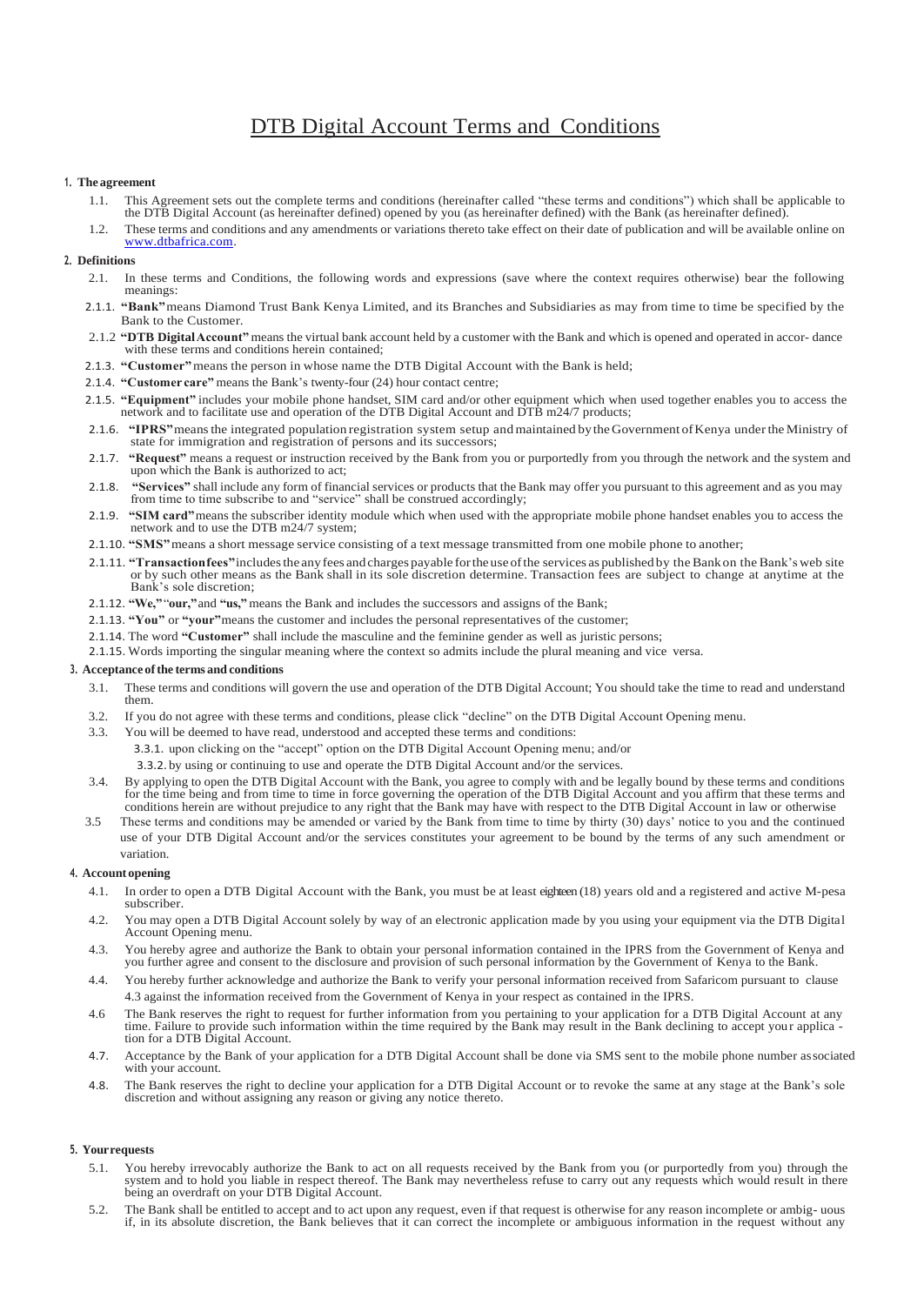# DTB Digital Account Terms and Conditions

## 1. The agreement

1.1. This Agreement sets out the complete terms and conditions (hereinafter called "these terms and conditions") which shall be applicable to the DTB Digital Account (as hereinafter defined) opened by you (as hereinafter defined) with the Bank (as hereinafter defined).

1.2. These terms and conditions and any amendments or variations thereto take effect on their date of publication and will be available online on www.dtbafrica.com.

## 2. Definitions

2.1. In these terms and Conditions, the following words and expressions (save where the context requires otherwise) bear the following meanings:

2.1.1. **"Bank"** means Diamond Trust Bank Kenya Limited, and its Branches and Subsidiaries as may from time to time be specified by the Bank to the Customer.

2.1.2 **"DTB Digital Account"** means the virtual bank account held by a customer with the Bank and which is opened and operated in accor- dance with these terms and conditions herein contained;

2.1.3. **"Customer"** means the person in whose name the DTB Digital Account with the Bank is held;

2.1.4. **"Customer care"** means the Bank's twenty-four (24) hour contact centre;

2.1.5. **"Equipment"** includes your mobile phone handset, SIM card and/or other equipment which when used together enables you to access the network and to facilitate use and operation of the DTB Digital Account and DTB m24/7 products;

2.1.6. **"IPRS"** means the integrated population registration system setup and maintained by the Government of Kenya under the Ministry of state for immigration and registration of persons and its successors;

2.1.7. **"Request"** means a request or instruction received by the Bank from you or purportedly from you through the network and the system and upon which the Bank is authorized to act;

2.1.8. **"Services"** shall include any form of financial services or products that the Bank may offer you pursuant to this agreement and as you may from time to time subscribe to and "service" shall be construed accordingly;

2.1.9. **"SIM card"** means the subscriber identity module which when used with the appropriate mobile phone handset enables you to access the network and to use the DTB m24/7 system;

2.1.10. **"SMS"** means a short message service consisting of a text message transmitted from one mobile phone to another;

2.1.11. **"Transaction fees"** includes the any fees and charges payable for the use of the services as published by the Bank on the Bank's web site or by such other means as the Bank shall in its sole discretion determine. Transaction fees are subject to change at anytime at the Bank's sole discretion;

2.1.12. **"We,"** "**our,"** and **"us,"** means the Bank and includes the successors and assigns of the Bank;

2.1.13. **"You"** or **"your"** means the customer and includes the personal representatives of the customer;

2.1.14. The word **"Customer"** shall include the masculine and the feminine gender as well as juristic persons;

2.1.15. Words importing the singular meaning where the context so admits include the plural meaning and vice versa.

## 3. Acceptance of the terms and conditions

3.1. These terms and conditions will govern the use and operation of the DTB Digital Account; You should take the time to read and understand them.

3.2. If you do not agree with these terms and conditions, please click "decline" on the DTB Digital Account Opening menu.

3.3. You will be deemed to have read, understood and accepted these terms and conditions:

3.3.1. upon clicking on the "accept" option on the DTB Digital Account Opening menu; and/or

3.3.2. by using or continuing to use and operate the DTB Digital Account and/or the services.

3.4. By applying to open the DTB Digital Account with the Bank, you agree to comply with and be legally bound by these terms and conditions for the time being and from time to time in force governing the operation of the DTB Digital Account and you affirm that these terms and conditions herein are without prejudice to any right that the Bank may have with respect to the DTB Digital Account in law or otherwise

3.5 These terms and conditions may be amended or varied by the Bank from time to time by thirty (30) days' notice to you and the continued use of your DTB Digital Account and/or the services constitutes your agreement to be bound by the terms of any such amendment or variation.

## 4. Account opening

4.1. In order to open a DTB Digital Account with the Bank, you must be at least eighteen (18) years old and a registered and active M-pesa subscriber.

4.2. You may open a DTB Digital Account solely by way of an electronic application made by you using your equipment via the DTB Digital Account Opening menu.

4.3. You hereby agree and authorize the Bank to obtain your personal information contained in the IPRS from the Government of Kenya and you further agree and consent to the disclosure and provision of such personal information by the Government of Kenya to the Bank.

4.4. You hereby further acknowledge and authorize the Bank to verify your personal information received from Safaricom pursuant to clause 4.3 against the information received from the Government of Kenya in your respect as contained in the IPRS.

4.6 The Bank reserves the right to request for further information from you pertaining to your application for a DTB Digital Account at any time. Failure to provide such information within the time required by the Bank may result in the Bank declining to accept your applica - tion for a DTB Digital Account.

4.7. Acceptance by the Bank of your application for a DTB Digital Account shall be done via SMS sent to the mobile phone number associated with your account.

4.8. The Bank reserves the right to decline your application for a DTB Digital Account or to revoke the same at any stage at the Bank's sole discretion and without assigning any reason or giving any notice thereto.

## 5. Your requests

5.1. You hereby irrevocably authorize the Bank to act on all requests received by the Bank from you (or purportedly from you) through the system and to hold you liable in respect thereof. The Bank may nevertheless refuse to carry out any requests which would result in there being an overdraft on your DTB Digital Account.

5.2. The Bank shall be entitled to accept and to act upon any request, even if that request is otherwise for any reason incomplete or ambig- uous if, in its absolute discretion, the Bank believes that it can correct the incomplete or ambiguous information in the request without any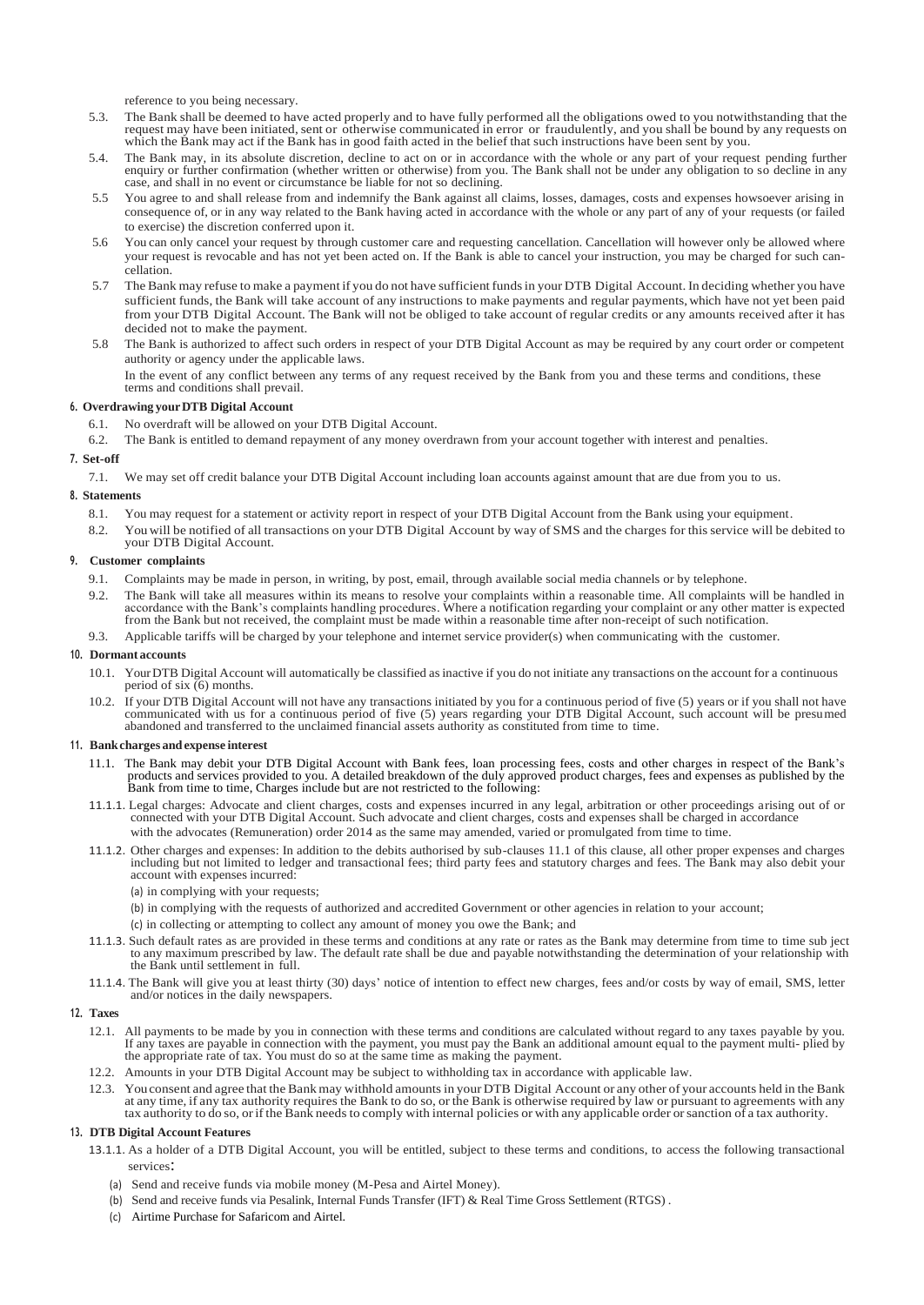reference to you being necessary.

5.3. The Bank shall be deemed to have acted properly and to have fully performed all the obligations owed to you notwithstanding that the request may have been initiated, sent or otherwise communicated in error or fraudulently, and you shall be bound by any requests on which the Bank may act if the Bank has in good faith acted in the belief that such instructions have been sent by you.

5.4. The Bank may, in its absolute discretion, decline to act on or in accordance with the whole or any part of your request pending further enquiry or further confirmation (whether written or otherwise) from you. The Bank shall not be under any obligation to so decline in any case, and shall in no event or circumstance be liable for not so declining.

5.5 You agree to and shall release from and indemnify the Bank against all claims, losses, damages, costs and expenses howsoever arising in consequence of, or in any way related to the Bank having acted in accordance with the whole or any part of any of your requests (or failed to exercise) the discretion conferred upon it.

5.6 You can only cancel your request by through customer care and requesting cancellation. Cancellation will however only be allowed where your request is revocable and has not yet been acted on. If the Bank is able to cancel your instruction, you may be charged for such cancellation.

5.7 The Bank may refuse to make a payment if you do not have sufficient funds in your DTB Digital Account. In deciding whether you have sufficient funds, the Bank will take account of any instructions to make payments and regular payments, which have not yet been paid from your DTB Digital Account. The Bank will not be obliged to take account of regular credits or any amounts received after it has decided not to make the payment.

5.8 The Bank is authorized to affect such orders in respect of your DTB Digital Account as may be required by any court order or competent authority or agency under the applicable laws.

In the event of any conflict between any terms of any request received by the Bank from you and these terms and conditions, these terms and conditions shall prevail.

#### 6. Overdrawing your DTB Digital Account

6.1. No overdraft will be allowed on your DTB Digital Account.

6.2. The Bank is entitled to demand repayment of any money overdrawn from your account together with interest and penalties.

#### 7. Set-off

7.1. We may set off credit balance your DTB Digital Account including loan accounts against amount that are due from you to us.

#### 8. Statements

8.1. You may request for a statement or activity report in respect of your DTB Digital Account from the Bank using your equipment.

8.2. You will be notified of all transactions on your DTB Digital Account by way of SMS and the charges for this service will be debited to your DTB Digital Account.

#### 9. Customer complaints

9.1. Complaints may be made in person, in writing, by post, email, through available social media channels or by telephone.

9.2. The Bank will take all measures within its means to resolve your complaints within a reasonable time. All complaints will be handled in accordance with the Bank's complaints handling procedures. Where a notification regarding your complaint or any other matter is expected from the Bank but not received, the complaint must be made within a reasonable time after non-receipt of such notification.

9.3. Applicable tariffs will be charged by your telephone and internet service provider(s) when communicating with the customer.

#### 10. Dormant accounts

10.1. Your DTB Digital Account will automatically be classified as inactive if you do not initiate any transactions on the account for a continuous period of six (6) months.

10.2. If your DTB Digital Account will not have any transactions initiated by you for a continuous period of five (5) years or if you shall not have communicated with us for a continuous period of five (5) years regarding your DTB Digital Account, such account will be presumed abandoned and transferred to the unclaimed financial assets authority as constituted from time to time.

#### 11. Bank charges and expense interest

11.1. The Bank may debit your DTB Digital Account with Bank fees, loan processing fees, costs and other charges in respect of the Bank's products and services provided to you. A detailed breakdown of the duly approved product charges, fees and expenses as published by the Bank from time to time, Charges include but are not restricted to the following:

11.1.1. Legal charges: Advocate and client charges, costs and expenses incurred in any legal, arbitration or other proceedings arising out of or connected with your DTB Digital Account. Such advocate and client charges, costs and expenses shall be charged in accordance with the advocates (Remuneration) order 2014 as the same may amended, varied or promulgated from time to time.

11.1.2. Other charges and expenses: In addition to the debits authorised by sub-clauses 11.1 of this clause, all other proper expenses and charges including but not limited to ledger and transactional fees; third party fees and statutory charges and fees. The Bank may also debit your account with expenses incurred:

(a) in complying with your requests;

(b) in complying with the requests of authorized and accredited Government or other agencies in relation to your account;

(c) in collecting or attempting to collect any amount of money you owe the Bank; and

11.1.3. Such default rates as are provided in these terms and conditions at any rate or rates as the Bank may determine from time to time subject to any maximum prescribed by law. The default rate shall be due and payable notwithstanding the determination of your relationship with the Bank until settlement in full.

11.1.4. The Bank will give you at least thirty (30) days' notice of intention to effect new charges, fees and/or costs by way of email, SMS, letter and/or notices in the daily newspapers.

#### 12. Taxes

12.1. All payments to be made by you in connection with these terms and conditions are calculated without regard to any taxes payable by you. If any taxes are payable in connection with the payment, you must pay the Bank an additional amount equal to the payment multi- plied by the appropriate rate of tax. You must do so at the same time as making the payment.

12.2. Amounts in your DTB Digital Account may be subject to withholding tax in accordance with applicable law.

12.3. You consent and agree that the Bank may withhold amounts in your DTB Digital Account or any other of your accounts held in the Bank at any time, if any tax authority requires the Bank to do so, or the Bank is otherwise required by law or pursuant to agreements with any tax authority to do so, or if the Bank needs to comply with internal policies or with any applicable order or sanction of a tax authority.

#### 13. DTB Digital Account Features

13.1.1. As a holder of a DTB Digital Account, you will be entitled, subject to these terms and conditions, to access the following transactional services:

(a) Send and receive funds via mobile money (M-Pesa and Airtel Money).

(b) Send and receive funds via Pesalink, Internal Funds Transfer (IFT) & Real Time Gross Settlement (RTGS) .

(c) Airtime Purchase for Safaricom and Airtel.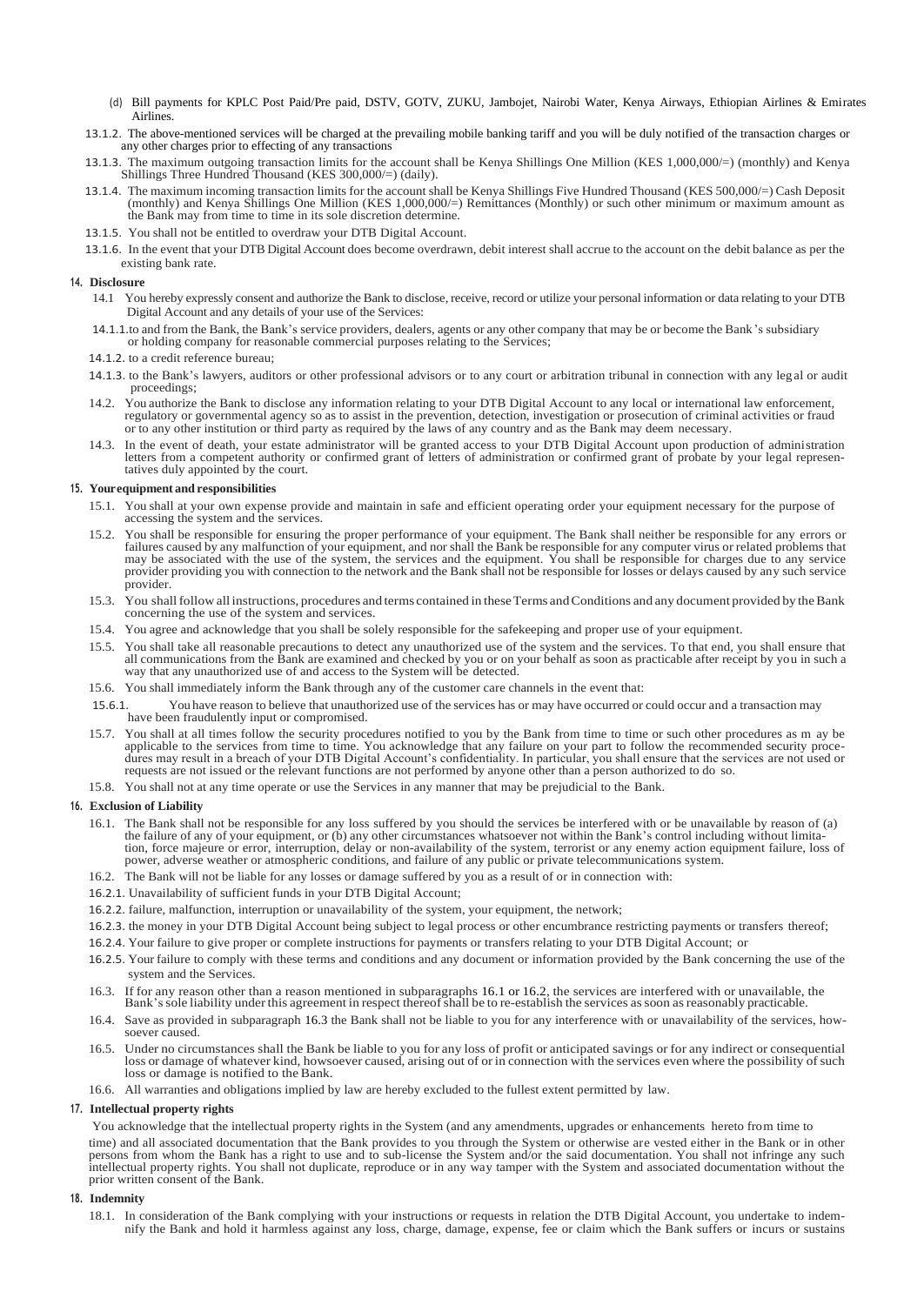(d) Bill payments for KPLC Post Paid/Pre paid, DSTV, GOTV, ZUKU, Jambojet, Nairobi Water, Kenya Airways, Ethiopian Airlines & Emirates Airlines.

13.1.2. The above-mentioned services will be charged at the prevailing mobile banking tariff and you will be duly notified of the transaction charges or any other charges prior to effecting of any transactions

13.1.3. The maximum outgoing transaction limits for the account shall be Kenya Shillings One Million (KES 1,000,000/=) (monthly) and Kenya Shillings Three Hundred Thousand (KES 300,000/=) (daily).

13.1.4. The maximum incoming transaction limits for the account shall be Kenya Shillings Five Hundred Thousand (KES 500,000/=) Cash Deposit (monthly) and Kenya Shillings One Million (KES 1,000,000/=) Remittances (Monthly) or such other minimum or maximum amount as the Bank may from time to time in its sole discretion determine.

13.1.5. You shall not be entitled to overdraw your DTB Digital Account.

13.1.6. In the event that your DTB Digital Account does become overdrawn, debit interest shall accrue to the account on the debit balance as per the existing bank rate.

## 14. Disclosure

14.1 You hereby expressly consent and authorize the Bank to disclose, receive, record or utilize your personal information or data relating to your DTB Digital Account and any details of your use of the Services:

14.1.1. to and from the Bank, the Bank's service providers, dealers, agents or any other company that may be or become the Bank's subsidiary or holding company for reasonable commercial purposes relating to the Services;

14.1.2. to a credit reference bureau;

14.1.3. to the Bank's lawyers, auditors or other professional advisors or to any court or arbitration tribunal in connection with any legal or audit proceedings;

14.2. You authorize the Bank to disclose any information relating to your DTB Digital Account to any local or international law enforcement, regulatory or governmental agency so as to assist in the prevention, detection, investigation or prosecution of criminal activities or fraud or to any other institution or third party as required by the laws of any country and as the Bank may deem necessary.

14.3. In the event of death, your estate administrator will be granted access to your DTB Digital Account upon production of administration letters from a competent authority or confirmed grant of letters of administration or confirmed grant of probate by your legal representatives duly appointed by the court.

## 15. Your equipment and responsibilities

15.1. You shall at your own expense provide and maintain in safe and efficient operating order your equipment necessary for the purpose of accessing the system and the services.

15.2. You shall be responsible for ensuring the proper performance of your equipment. The Bank shall neither be responsible for any errors or failures caused by any malfunction of your equipment, and nor shall the Bank be responsible for any computer virus or related problems that may be associated with the use of the system, the services and the equipment. You shall be responsible for charges due to any service provider providing you with connection to the network and the Bank shall not be responsible for losses or delays caused by any such service provider.

15.3. You shall follow all instructions, procedures and terms contained in these Terms and Conditions and any document provided by the Bank concerning the use of the system and services.

15.4. You agree and acknowledge that you shall be solely responsible for the safekeeping and proper use of your equipment.

15.5. You shall take all reasonable precautions to detect any unauthorized use of the system and the services. To that end, you shall ensure that all communications from the Bank are examined and checked by you or on your behalf as soon as practicable after receipt by you in such a way that any unauthorized use of and access to the System will be detected.

15.6. You shall immediately inform the Bank through any of the customer care channels in the event that:

15.6.1. You have reason to believe that unauthorized use of the services has or may have occurred or could occur and a transaction may have been fraudulently input or compromised.

15.7. You shall at all times follow the security procedures notified to you by the Bank from time to time or such other procedures as m ay be applicable to the services from time to time. You acknowledge that any failure on your part to follow the recommended security procedures may result in a breach of your DTB Digital Account's confidentiality. In particular, you shall ensure that the services are not used or requests are not issued or the relevant functions are not performed by anyone other than a person authorized to do so.

15.8. You shall not at any time operate or use the Services in any manner that may be prejudicial to the Bank.

## 16. Exclusion of Liability

16.1. The Bank shall not be responsible for any loss suffered by you should the services be interfered with or be unavailable by reason of (a) the failure of any of your equipment, or (b) any other circumstances whatsoever not within the Bank's control including without limitation, force majeure or error, interruption, delay or non-availability of the system, terrorist or any enemy action equipment failure, loss of power, adverse weather or atmospheric conditions, and failure of any public or private telecommunications system.

16.2. The Bank will not be liable for any losses or damage suffered by you as a result of or in connection with:

16.2.1. Unavailability of sufficient funds in your DTB Digital Account;

16.2.2. failure, malfunction, interruption or unavailability of the system, your equipment, the network;

16.2.3. the money in your DTB Digital Account being subject to legal process or other encumbrance restricting payments or transfers thereof;

16.2.4. Your failure to give proper or complete instructions for payments or transfers relating to your DTB Digital Account; or

16.2.5. Your failure to comply with these terms and conditions and any document or information provided by the Bank concerning the use of the system and the Services.

16.3. If for any reason other than a reason mentioned in subparagraphs 16.1 or 16.2, the services are interfered with or unavailable, the Bank's sole liability under this agreement in respect thereof shall be to re-establish the services as soon as reasonably practicable.

16.4. Save as provided in subparagraph 16.3 the Bank shall not be liable to you for any interference with or unavailability of the services, howsoever caused.

16.5. Under no circumstances shall the Bank be liable to you for any loss of profit or anticipated savings or for any indirect or consequential loss or damage of whatever kind, howsoever caused, arising out of or in connection with the services even where the possibility of such loss or damage is notified to the Bank.

16.6. All warranties and obligations implied by law are hereby excluded to the fullest extent permitted by law.

## 17. Intellectual property rights

You acknowledge that the intellectual property rights in the System (and any amendments, upgrades or enhancements hereto from time to time) and all associated documentation that the Bank provides to you through the System or otherwise are vested either in the Bank or in other persons from whom the Bank has a right to use and to sub-license the System and/or the said documentation. You shall not infringe any such intellectual property rights. You shall not duplicate, reproduce or in any way tamper with the System and associated documentation without the prior written consent of the Bank.

## 18. Indemnity

18.1. In consideration of the Bank complying with your instructions or requests in relation the DTB Digital Account, you undertake to indemnify the Bank and hold it harmless against any loss, charge, damage, expense, fee or claim which the Bank suffers or incurs or sustains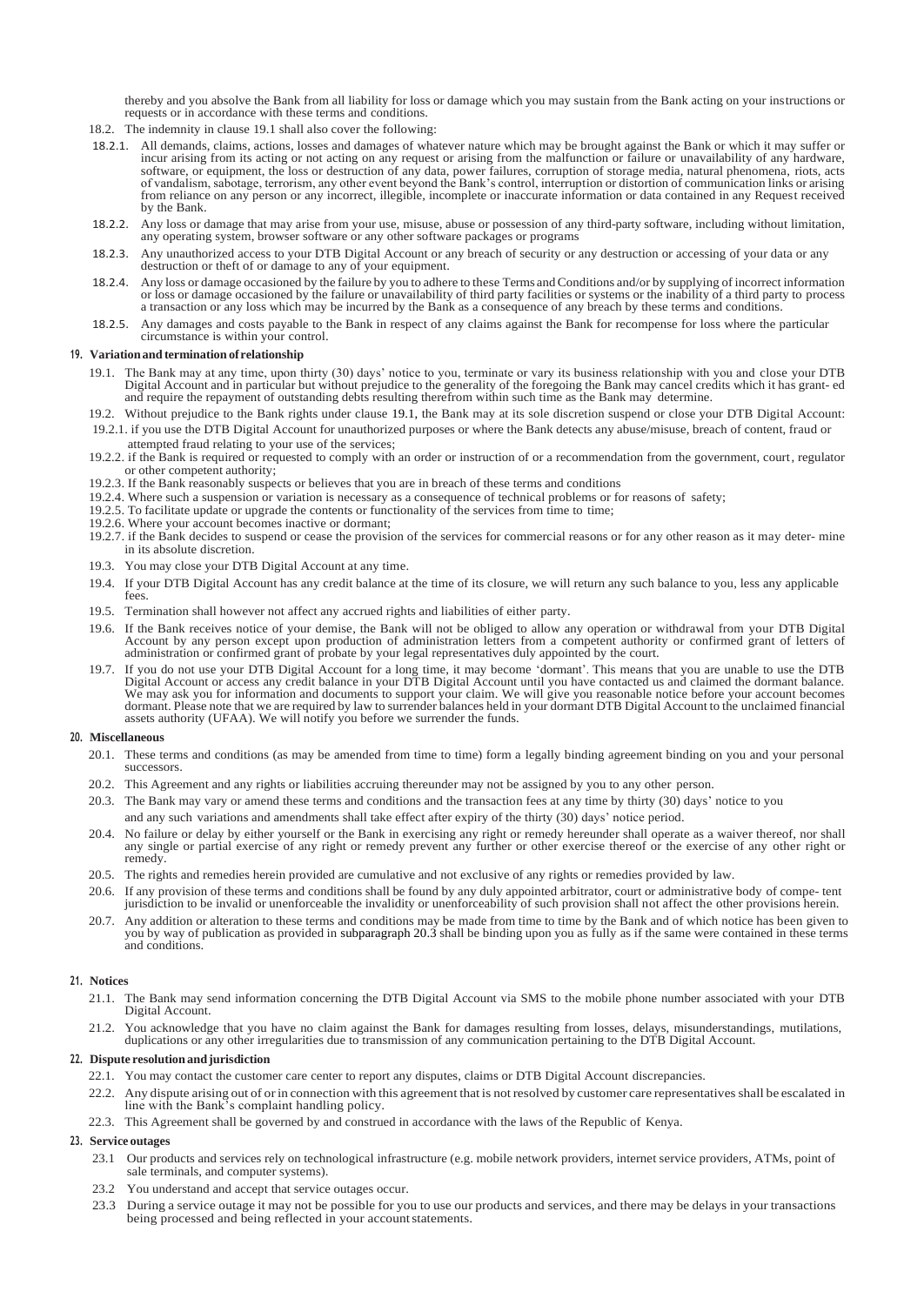thereby and you absolve the Bank from all liability for loss or damage which you may sustain from the Bank acting on your instructions or requests or in accordance with these terms and conditions.

18.2. The indemnity in clause 19.1 shall also cover the following:

18.2.1. All demands, claims, actions, losses and damages of whatever nature which may be brought against the Bank or which it may suffer or incur arising from its acting or not acting on any request or arising from the malfunction or failure or unavailability of any hardware, software, or equipment, the loss or destruction of any data, power failures, corruption of storage media, natural phenomena, riots, acts of vandalism, sabotage, terrorism, any other event beyond the Bank's control, interruption or distortion of communication links or arising from reliance on any person or any incorrect, illegible, incomplete or inaccurate information or data contained in any Request received by the Bank.

18.2.2. Any loss or damage that may arise from your use, misuse, abuse or possession of any third-party software, including without limitation, any operating system, browser software or any other software packages or programs

18.2.3. Any unauthorized access to your DTB Digital Account or any breach of security or any destruction or accessing of your data or any destruction or theft of or damage to any of your equipment.

18.2.4. Any loss or damage occasioned by the failure by you to adhere to these Terms and Conditions and/or by supplying of incorrect information or loss or damage occasioned by the failure or unavailability of third party facilities or systems or the inability of a third party to process a transaction or any loss which may be incurred by the Bank as a consequence of any breach by these terms and conditions.

18.2.5. Any damages and costs payable to the Bank in respect of any claims against the Bank for recompense for loss where the particular circumstance is within your control.

## 19. Variation and termination of relationship

19.1. The Bank may at any time, upon thirty (30) days' notice to you, terminate or vary its business relationship with you and close your DTB Digital Account and in particular but without prejudice to the generality of the foregoing the Bank may cancel credits which it has grant- ed and require the repayment of outstanding debts resulting therefrom within such time as the Bank may determine.

19.2. Without prejudice to the Bank rights under clause 19.1, the Bank may at its sole discretion suspend or close your DTB Digital Account:

19.2.1. if you use the DTB Digital Account for unauthorized purposes or where the Bank detects any abuse/misuse, breach of content, fraud or attempted fraud relating to your use of the services;

19.2.2. if the Bank is required or requested to comply with an order or instruction of or a recommendation from the government, court, regulator or other competent authority;

19.2.3. If the Bank reasonably suspects or believes that you are in breach of these terms and conditions

19.2.4. Where such a suspension or variation is necessary as a consequence of technical problems or for reasons of safety;

19.2.5. To facilitate update or upgrade the contents or functionality of the services from time to time;

19.2.6. Where your account becomes inactive or dormant;

19.2.7. if the Bank decides to suspend or cease the provision of the services for commercial reasons or for any other reason as it may deter- mine in its absolute discretion.

19.3. You may close your DTB Digital Account at any time.

19.4. If your DTB Digital Account has any credit balance at the time of its closure, we will return any such balance to you, less any applicable fees.

19.5. Termination shall however not affect any accrued rights and liabilities of either party.

19.6. If the Bank receives notice of your demise, the Bank will not be obliged to allow any operation or withdrawal from your DTB Digital Account by any person except upon production of administration letters from a competent authority or confirmed grant of letters of administration or confirmed grant of probate by your legal representatives duly appointed by the court.

19.7. If you do not use your DTB Digital Account for a long time, it may become 'dormant'. This means that you are unable to use the DTB Digital Account or access any credit balance in your DTB Digital Account until you have contacted us and claimed the dormant balance. We may ask you for information and documents to support your claim. We will give you reasonable notice before your account becomes dormant. Please note that we are required by law to surrender balances held in your dormant DTB Digital Account to the unclaimed financial assets authority (UFAA). We will notify you before we surrender the funds.

## 20. Miscellaneous

20.1. These terms and conditions (as may be amended from time to time) form a legally binding agreement binding on you and your personal successors.

20.2. This Agreement and any rights or liabilities accruing thereunder may not be assigned by you to any other person.

20.3. The Bank may vary or amend these terms and conditions and the transaction fees at any time by thirty (30) days' notice to you and any such variations and amendments shall take effect after expiry of the thirty (30) days' notice period.

20.4. No failure or delay by either yourself or the Bank in exercising any right or remedy hereunder shall operate as a waiver thereof, nor shall any single or partial exercise of any right or remedy prevent any further or other exercise thereof or the exercise of any other right or remedy.

20.5. The rights and remedies herein provided are cumulative and not exclusive of any rights or remedies provided by law.

20.6. If any provision of these terms and conditions shall be found by any duly appointed arbitrator, court or administrative body of compe- tent jurisdiction to be invalid or unenforceable the invalidity or unenforceability of such provision shall not affect the other provisions herein.

20.7. Any addition or alteration to these terms and conditions may be made from time to time by the Bank and of which notice has been given to you by way of publication as provided in subparagraph 20.3 shall be binding upon you as fully as if the same were contained in these terms and conditions.

## 21. Notices

21.1. The Bank may send information concerning the DTB Digital Account via SMS to the mobile phone number associated with your DTB Digital Account.

21.2. You acknowledge that you have no claim against the Bank for damages resulting from losses, delays, misunderstandings, mutilations, duplications or any other irregularities due to transmission of any communication pertaining to the DTB Digital Account.

## 22. Dispute resolution and jurisdiction

22.1. You may contact the customer care center to report any disputes, claims or DTB Digital Account discrepancies.

22.2. Any dispute arising out of or in connection with this agreement that is not resolved by customer care representatives shall be escalated in line with the Bank's complaint handling policy.

22.3. This Agreement shall be governed by and construed in accordance with the laws of the Republic of Kenya.

## 23. Service outages

23.1 Our products and services rely on technological infrastructure (e.g. mobile network providers, internet service providers, ATMs, point of sale terminals, and computer systems).

23.2 You understand and accept that service outages occur.

23.3 During a service outage it may not be possible for you to use our products and services, and there may be delays in your transactions being processed and being reflected in your account statements.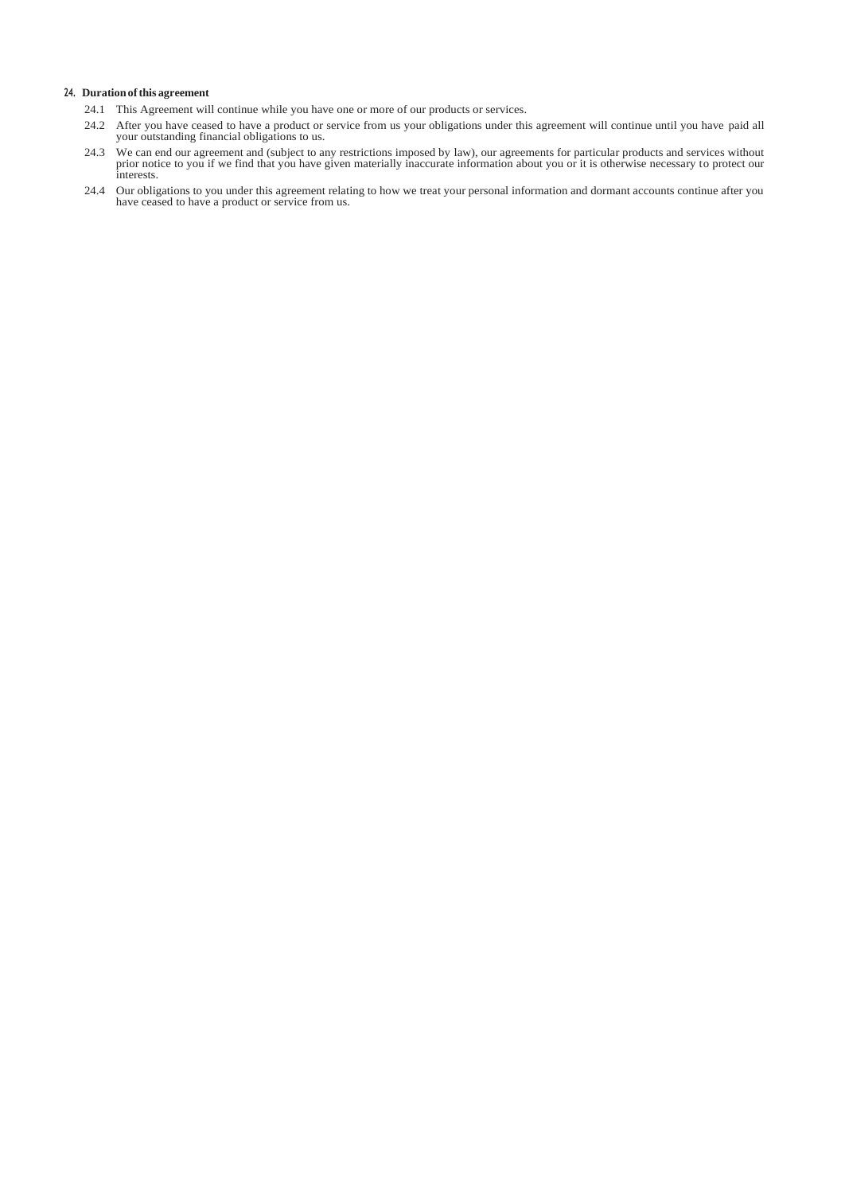## 24. Duration of this agreement

24.1 This Agreement will continue while you have one or more of our products or services.

24.2 After you have ceased to have a product or service from us your obligations under this agreement will continue until you have paid all your outstanding financial obligations to us.

24.3 We can end our agreement and (subject to any restrictions imposed by law), our agreements for particular products and services without prior notice to you if we find that you have given materially inaccurate information about you or it is otherwise necessary to protect our interests.

24.4 Our obligations to you under this agreement relating to how we treat your personal information and dormant accounts continue after you have ceased to have a product or service from us.